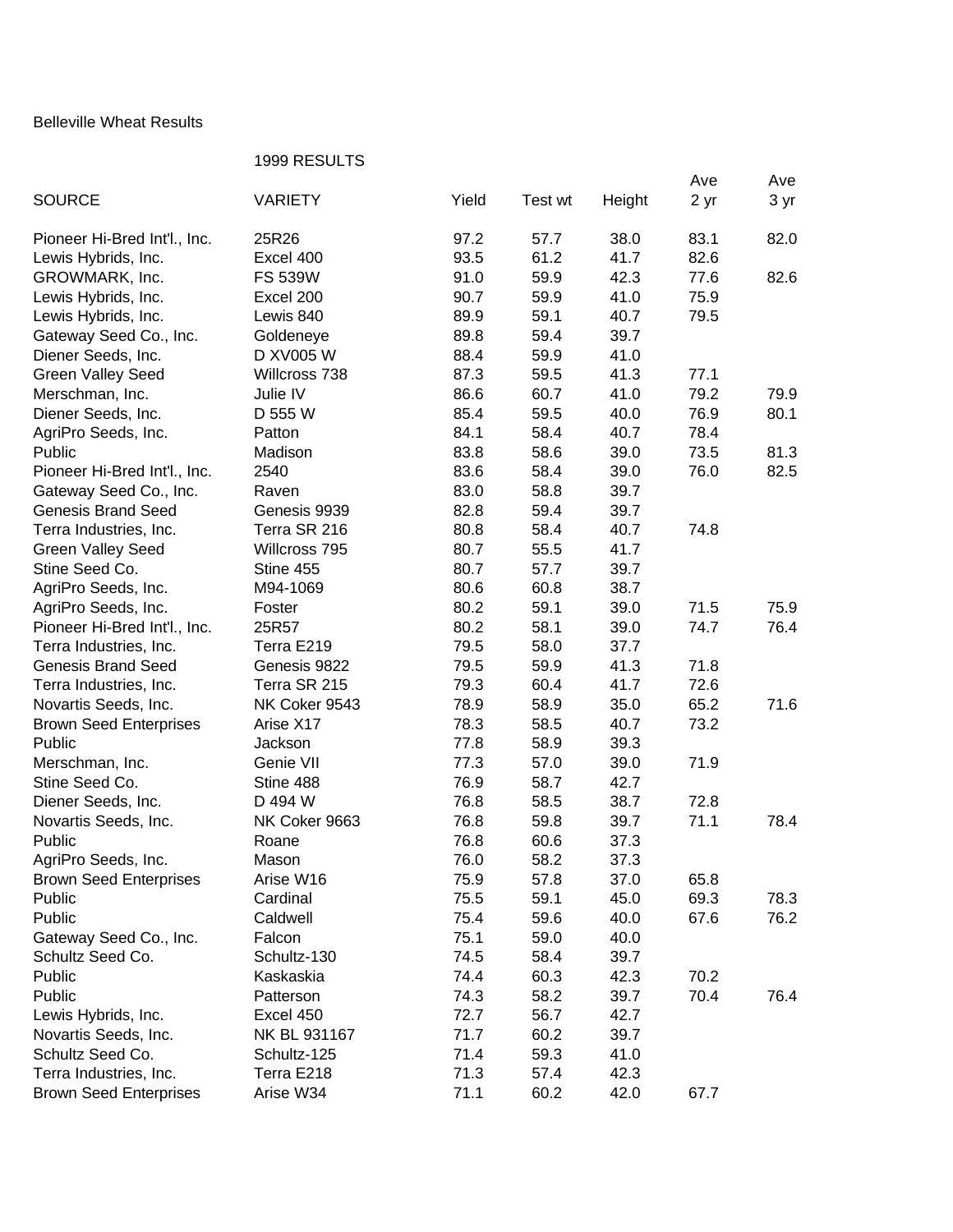Belleville Wheat Results

1999 RESULTS

| SOURCE | VARIETY | Yield | Test wt | Height | Ave 2 yr | Ave 3 yr |
|---|---|---|---|---|---|---|
| Pioneer Hi-Bred Int'l., Inc. | 25R26 | 97.2 | 57.7 | 38.0 | 83.1 | 82.0 |
| Lewis Hybrids, Inc. | Excel 400 | 93.5 | 61.2 | 41.7 | 82.6 | |
| GROWMARK, Inc. | FS 539W | 91.0 | 59.9 | 42.3 | 77.6 | 82.6 |
| Lewis Hybrids, Inc. | Excel 200 | 90.7 | 59.9 | 41.0 | 75.9 | |
| Lewis Hybrids, Inc. | Lewis 840 | 89.9 | 59.1 | 40.7 | 79.5 | |
| Gateway Seed Co., Inc. | Goldeneye | 89.8 | 59.4 | 39.7 | | |
| Diener Seeds, Inc. | D XV005 W | 88.4 | 59.9 | 41.0 | | |
| Green Valley Seed | Willcross 738 | 87.3 | 59.5 | 41.3 | 77.1 | |
| Merschman, Inc. | Julie IV | 86.6 | 60.7 | 41.0 | 79.2 | 79.9 |
| Diener Seeds, Inc. | D 555 W | 85.4 | 59.5 | 40.0 | 76.9 | 80.1 |
| AgriPro Seeds, Inc. | Patton | 84.1 | 58.4 | 40.7 | 78.4 | |
| Public | Madison | 83.8 | 58.6 | 39.0 | 73.5 | 81.3 |
| Pioneer Hi-Bred Int'l., Inc. | 2540 | 83.6 | 58.4 | 39.0 | 76.0 | 82.5 |
| Gateway Seed Co., Inc. | Raven | 83.0 | 58.8 | 39.7 | | |
| Genesis Brand Seed | Genesis 9939 | 82.8 | 59.4 | 39.7 | | |
| Terra Industries, Inc. | Terra SR 216 | 80.8 | 58.4 | 40.7 | 74.8 | |
| Green Valley Seed | Willcross 795 | 80.7 | 55.5 | 41.7 | | |
| Stine Seed Co. | Stine 455 | 80.7 | 57.7 | 39.7 | | |
| AgriPro Seeds, Inc. | M94-1069 | 80.6 | 60.8 | 38.7 | | |
| AgriPro Seeds, Inc. | Foster | 80.2 | 59.1 | 39.0 | 71.5 | 75.9 |
| Pioneer Hi-Bred Int'l., Inc. | 25R57 | 80.2 | 58.1 | 39.0 | 74.7 | 76.4 |
| Terra Industries, Inc. | Terra E219 | 79.5 | 58.0 | 37.7 | | |
| Genesis Brand Seed | Genesis 9822 | 79.5 | 59.9 | 41.3 | 71.8 | |
| Terra Industries, Inc. | Terra SR 215 | 79.3 | 60.4 | 41.7 | 72.6 | |
| Novartis Seeds, Inc. | NK Coker 9543 | 78.9 | 58.9 | 35.0 | 65.2 | 71.6 |
| Brown Seed Enterprises | Arise X17 | 78.3 | 58.5 | 40.7 | 73.2 | |
| Public | Jackson | 77.8 | 58.9 | 39.3 | | |
| Merschman, Inc. | Genie VII | 77.3 | 57.0 | 39.0 | 71.9 | |
| Stine Seed Co. | Stine 488 | 76.9 | 58.7 | 42.7 | | |
| Diener Seeds, Inc. | D 494 W | 76.8 | 58.5 | 38.7 | 72.8 | |
| Novartis Seeds, Inc. | NK Coker 9663 | 76.8 | 59.8 | 39.7 | 71.1 | 78.4 |
| Public | Roane | 76.8 | 60.6 | 37.3 | | |
| AgriPro Seeds, Inc. | Mason | 76.0 | 58.2 | 37.3 | | |
| Brown Seed Enterprises | Arise W16 | 75.9 | 57.8 | 37.0 | 65.8 | |
| Public | Cardinal | 75.5 | 59.1 | 45.0 | 69.3 | 78.3 |
| Public | Caldwell | 75.4 | 59.6 | 40.0 | 67.6 | 76.2 |
| Gateway Seed Co., Inc. | Falcon | 75.1 | 59.0 | 40.0 | | |
| Schultz Seed Co. | Schultz-130 | 74.5 | 58.4 | 39.7 | | |
| Public | Kaskaskia | 74.4 | 60.3 | 42.3 | 70.2 | |
| Public | Patterson | 74.3 | 58.2 | 39.7 | 70.4 | 76.4 |
| Lewis Hybrids, Inc. | Excel 450 | 72.7 | 56.7 | 42.7 | | |
| Novartis Seeds, Inc. | NK BL 931167 | 71.7 | 60.2 | 39.7 | | |
| Schultz Seed Co. | Schultz-125 | 71.4 | 59.3 | 41.0 | | |
| Terra Industries, Inc. | Terra E218 | 71.3 | 57.4 | 42.3 | | |
| Brown Seed Enterprises | Arise W34 | 71.1 | 60.2 | 42.0 | 67.7 | |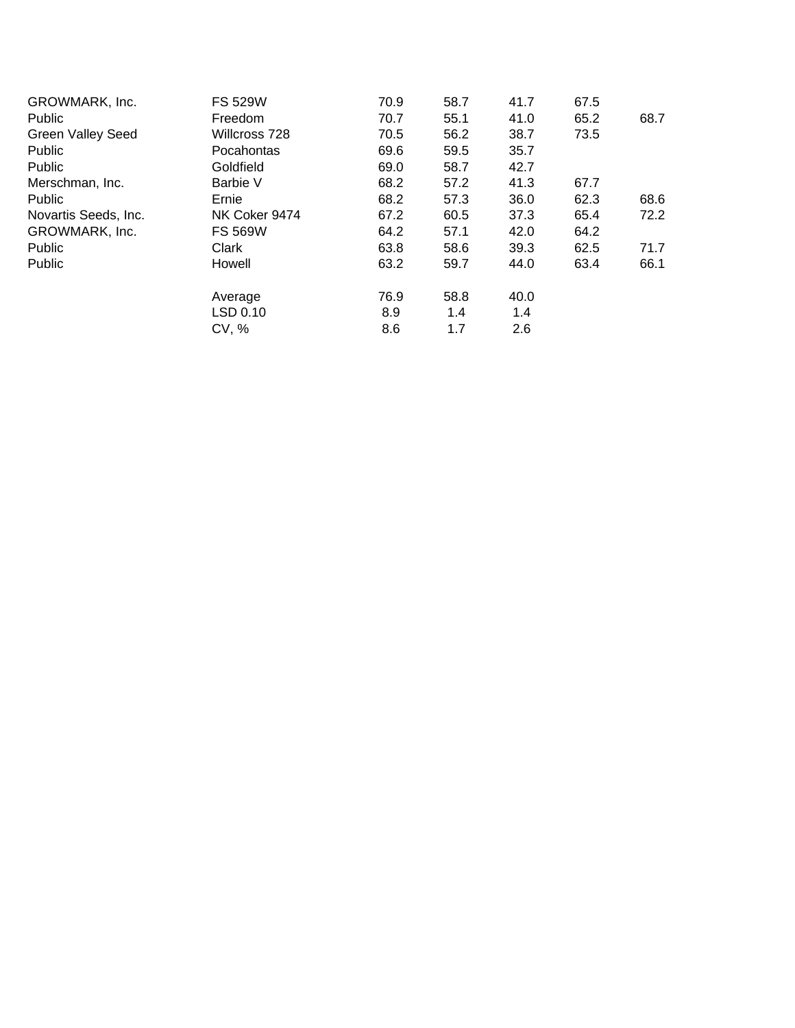| | | | | | | |
|---|---|---|---|---|---|---|
| GROWMARK, Inc. | FS 529W | 70.9 | 58.7 | 41.7 | 67.5 | |
| Public | Freedom | 70.7 | 55.1 | 41.0 | 65.2 | 68.7 |
| Green Valley Seed | Willcross 728 | 70.5 | 56.2 | 38.7 | 73.5 | |
| Public | Pocahontas | 69.6 | 59.5 | 35.7 | | |
| Public | Goldfield | 69.0 | 58.7 | 42.7 | | |
| Merschman, Inc. | Barbie V | 68.2 | 57.2 | 41.3 | 67.7 | |
| Public | Ernie | 68.2 | 57.3 | 36.0 | 62.3 | 68.6 |
| Novartis Seeds, Inc. | NK Coker 9474 | 67.2 | 60.5 | 37.3 | 65.4 | 72.2 |
| GROWMARK, Inc. | FS 569W | 64.2 | 57.1 | 42.0 | 64.2 | |
| Public | Clark | 63.8 | 58.6 | 39.3 | 62.5 | 71.7 |
| Public | Howell | 63.2 | 59.7 | 44.0 | 63.4 | 66.1 |
| | Average | 76.9 | 58.8 | 40.0 | | |
| | LSD 0.10 | 8.9 | 1.4 | 1.4 | | |
| | CV, % | 8.6 | 1.7 | 2.6 | | |